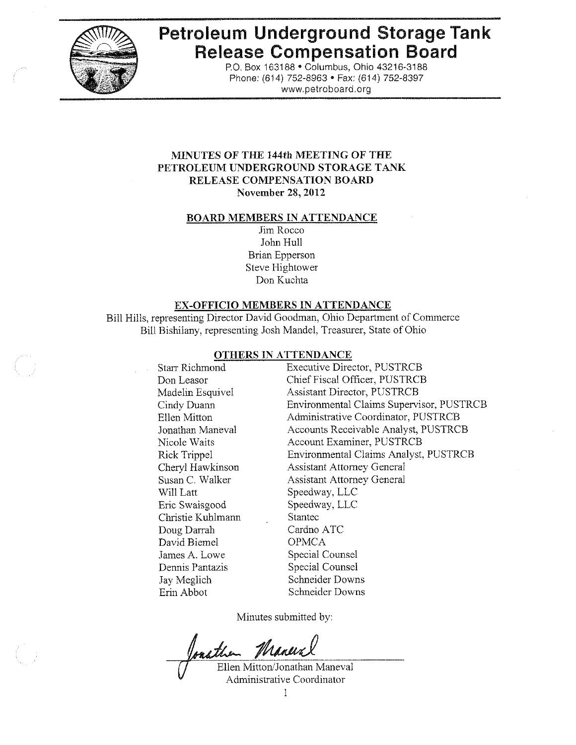# Petroleum Underground Storage Tank Release Compensation Board

P.O. Box 163188 • Columbus, Ohio 43216-3188
Phone: (614) 752-8963 • Fax: (614) 752-8397
www.petroboard.org

**MINUTES OF THE 144th MEETING OF THE PETROLEUM UNDERGROUND STORAGE TANK RELEASE COMPENSATION BOARD**
**November 28, 2012**

## BOARD MEMBERS IN ATTENDANCE

Jim Rocco
John Hull
Brian Epperson
Steve Hightower
Don Kuchta

## EX-OFFICIO MEMBERS IN ATTENDANCE

Bill Hills, representing Director David Goodman, Ohio Department of Commerce
Bill Bishilany, representing Josh Mandel, Treasurer, State of Ohio

## OTHERS IN ATTENDANCE

| | |
|---|---|
| Starr Richmond | Executive Director, PUSTRCB |
| Don Leasor | Chief Fiscal Officer, PUSTRCB |
| Madelin Esquivel | Assistant Director, PUSTRCB |
| Cindy Duann | Environmental Claims Supervisor, PUSTRCB |
| Ellen Mitton | Administrative Coordinator, PUSTRCB |
| Jonathan Maneval | Accounts Receivable Analyst, PUSTRCB |
| Nicole Waits | Account Examiner, PUSTRCB |
| Rick Trippel | Environmental Claims Analyst, PUSTRCB |
| Cheryl Hawkinson | Assistant Attorney General |
| Susan C. Walker | Assistant Attorney General |
| Will Latt | Speedway, LLC |
| Eric Swaisgood | Speedway, LLC |
| Christie Kuhlmann | Stantec |
| Doug Darrah | Cardno ATC |
| David Biemel | OPMCA |
| James A. Lowe | Special Counsel |
| Dennis Pantazis | Special Counsel |
| Jay Meglich | Schneider Downs |
| Erin Abbot | Schneider Downs |

Minutes submitted by:

Ellen Mitton/Jonathan Maneval
Administrative Coordinator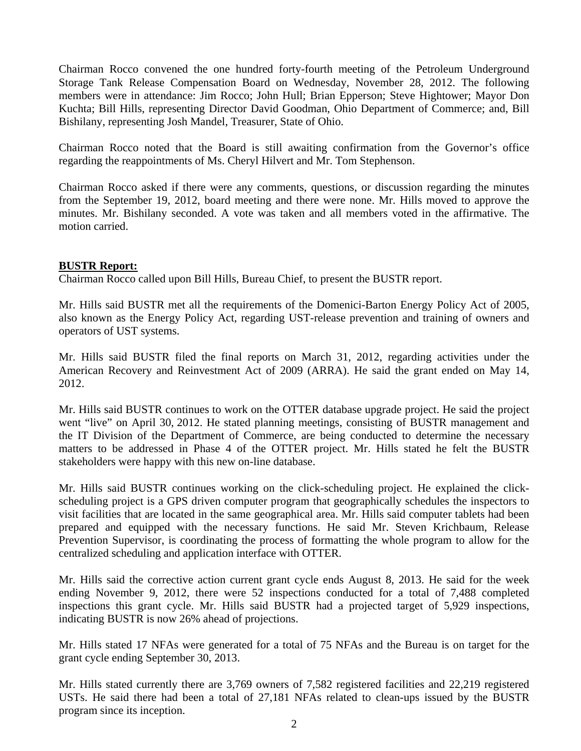Chairman Rocco convened the one hundred forty-fourth meeting of the Petroleum Underground Storage Tank Release Compensation Board on Wednesday, November 28, 2012. The following members were in attendance: Jim Rocco; John Hull; Brian Epperson; Steve Hightower; Mayor Don Kuchta; Bill Hills, representing Director David Goodman, Ohio Department of Commerce; and, Bill Bishilany, representing Josh Mandel, Treasurer, State of Ohio.

Chairman Rocco noted that the Board is still awaiting confirmation from the Governor's office regarding the reappointments of Ms. Cheryl Hilvert and Mr. Tom Stephenson.

Chairman Rocco asked if there were any comments, questions, or discussion regarding the minutes from the September 19, 2012, board meeting and there were none. Mr. Hills moved to approve the minutes. Mr. Bishilany seconded. A vote was taken and all members voted in the affirmative. The motion carried.

**BUSTR Report:**

Chairman Rocco called upon Bill Hills, Bureau Chief, to present the BUSTR report.

Mr. Hills said BUSTR met all the requirements of the Domenici-Barton Energy Policy Act of 2005, also known as the Energy Policy Act, regarding UST-release prevention and training of owners and operators of UST systems.

Mr. Hills said BUSTR filed the final reports on March 31, 2012, regarding activities under the American Recovery and Reinvestment Act of 2009 (ARRA). He said the grant ended on May 14, 2012.

Mr. Hills said BUSTR continues to work on the OTTER database upgrade project. He said the project went "live" on April 30, 2012. He stated planning meetings, consisting of BUSTR management and the IT Division of the Department of Commerce, are being conducted to determine the necessary matters to be addressed in Phase 4 of the OTTER project. Mr. Hills stated he felt the BUSTR stakeholders were happy with this new on-line database.

Mr. Hills said BUSTR continues working on the click-scheduling project. He explained the click-scheduling project is a GPS driven computer program that geographically schedules the inspectors to visit facilities that are located in the same geographical area. Mr. Hills said computer tablets had been prepared and equipped with the necessary functions. He said Mr. Steven Krichbaum, Release Prevention Supervisor, is coordinating the process of formatting the whole program to allow for the centralized scheduling and application interface with OTTER.

Mr. Hills said the corrective action current grant cycle ends August 8, 2013. He said for the week ending November 9, 2012, there were 52 inspections conducted for a total of 7,488 completed inspections this grant cycle. Mr. Hills said BUSTR had a projected target of 5,929 inspections, indicating BUSTR is now 26% ahead of projections.

Mr. Hills stated 17 NFAs were generated for a total of 75 NFAs and the Bureau is on target for the grant cycle ending September 30, 2013.

Mr. Hills stated currently there are 3,769 owners of 7,582 registered facilities and 22,219 registered USTs. He said there had been a total of 27,181 NFAs related to clean-ups issued by the BUSTR program since its inception.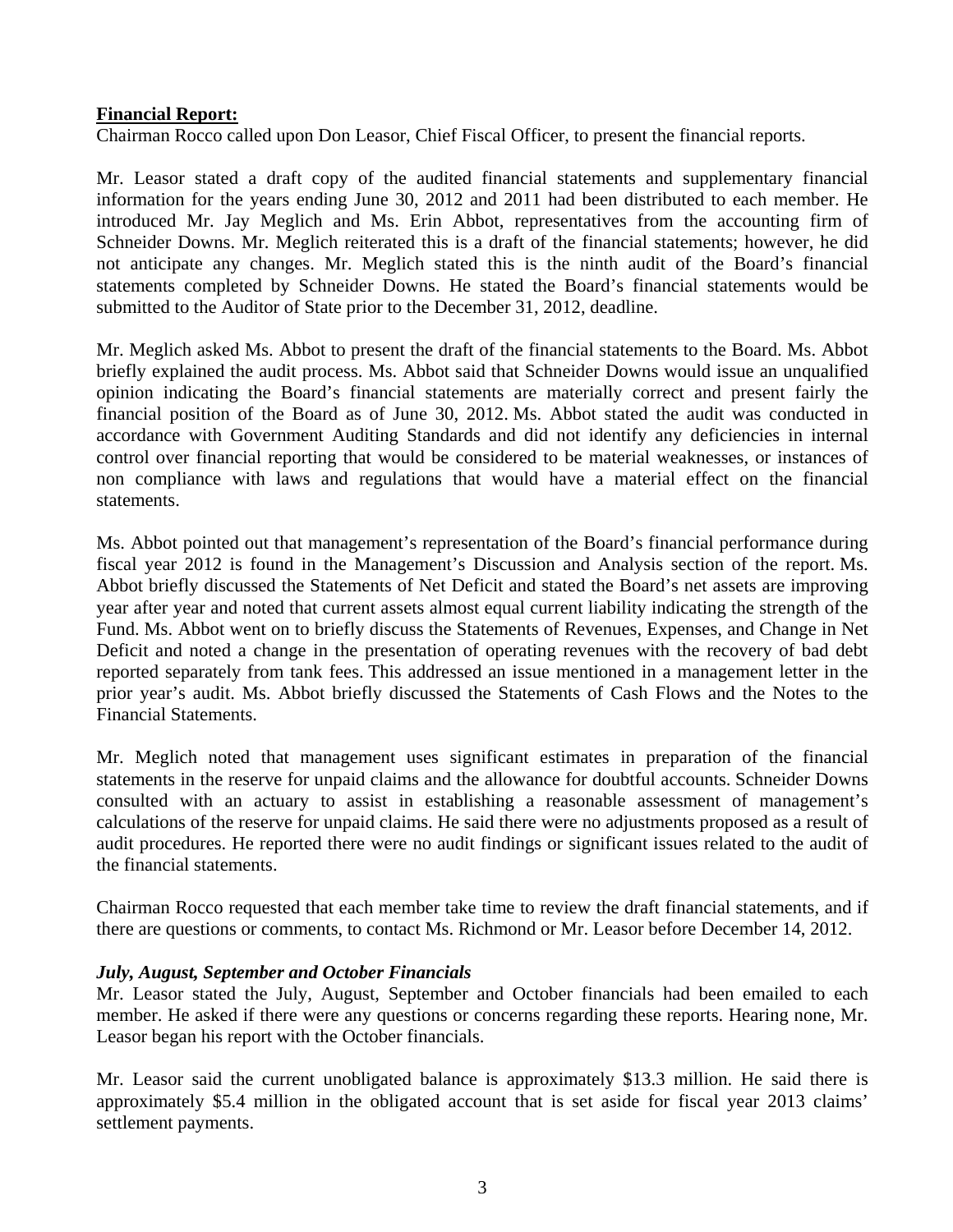**Financial Report:**

Chairman Rocco called upon Don Leasor, Chief Fiscal Officer, to present the financial reports.

Mr. Leasor stated a draft copy of the audited financial statements and supplementary financial information for the years ending June 30, 2012 and 2011 had been distributed to each member. He introduced Mr. Jay Meglich and Ms. Erin Abbot, representatives from the accounting firm of Schneider Downs. Mr. Meglich reiterated this is a draft of the financial statements; however, he did not anticipate any changes. Mr. Meglich stated this is the ninth audit of the Board's financial statements completed by Schneider Downs. He stated the Board's financial statements would be submitted to the Auditor of State prior to the December 31, 2012, deadline.

Mr. Meglich asked Ms. Abbot to present the draft of the financial statements to the Board. Ms. Abbot briefly explained the audit process. Ms. Abbot said that Schneider Downs would issue an unqualified opinion indicating the Board's financial statements are materially correct and present fairly the financial position of the Board as of June 30, 2012. Ms. Abbot stated the audit was conducted in accordance with Government Auditing Standards and did not identify any deficiencies in internal control over financial reporting that would be considered to be material weaknesses, or instances of non compliance with laws and regulations that would have a material effect on the financial statements.

Ms. Abbot pointed out that management's representation of the Board's financial performance during fiscal year 2012 is found in the Management's Discussion and Analysis section of the report. Ms. Abbot briefly discussed the Statements of Net Deficit and stated the Board's net assets are improving year after year and noted that current assets almost equal current liability indicating the strength of the Fund. Ms. Abbot went on to briefly discuss the Statements of Revenues, Expenses, and Change in Net Deficit and noted a change in the presentation of operating revenues with the recovery of bad debt reported separately from tank fees. This addressed an issue mentioned in a management letter in the prior year's audit. Ms. Abbot briefly discussed the Statements of Cash Flows and the Notes to the Financial Statements.

Mr. Meglich noted that management uses significant estimates in preparation of the financial statements in the reserve for unpaid claims and the allowance for doubtful accounts. Schneider Downs consulted with an actuary to assist in establishing a reasonable assessment of management's calculations of the reserve for unpaid claims. He said there were no adjustments proposed as a result of audit procedures. He reported there were no audit findings or significant issues related to the audit of the financial statements.

Chairman Rocco requested that each member take time to review the draft financial statements, and if there are questions or comments, to contact Ms. Richmond or Mr. Leasor before December 14, 2012.

***July, August, September and October Financials***

Mr. Leasor stated the July, August, September and October financials had been emailed to each member. He asked if there were any questions or concerns regarding these reports. Hearing none, Mr. Leasor began his report with the October financials.

Mr. Leasor said the current unobligated balance is approximately $13.3 million. He said there is approximately $5.4 million in the obligated account that is set aside for fiscal year 2013 claims' settlement payments.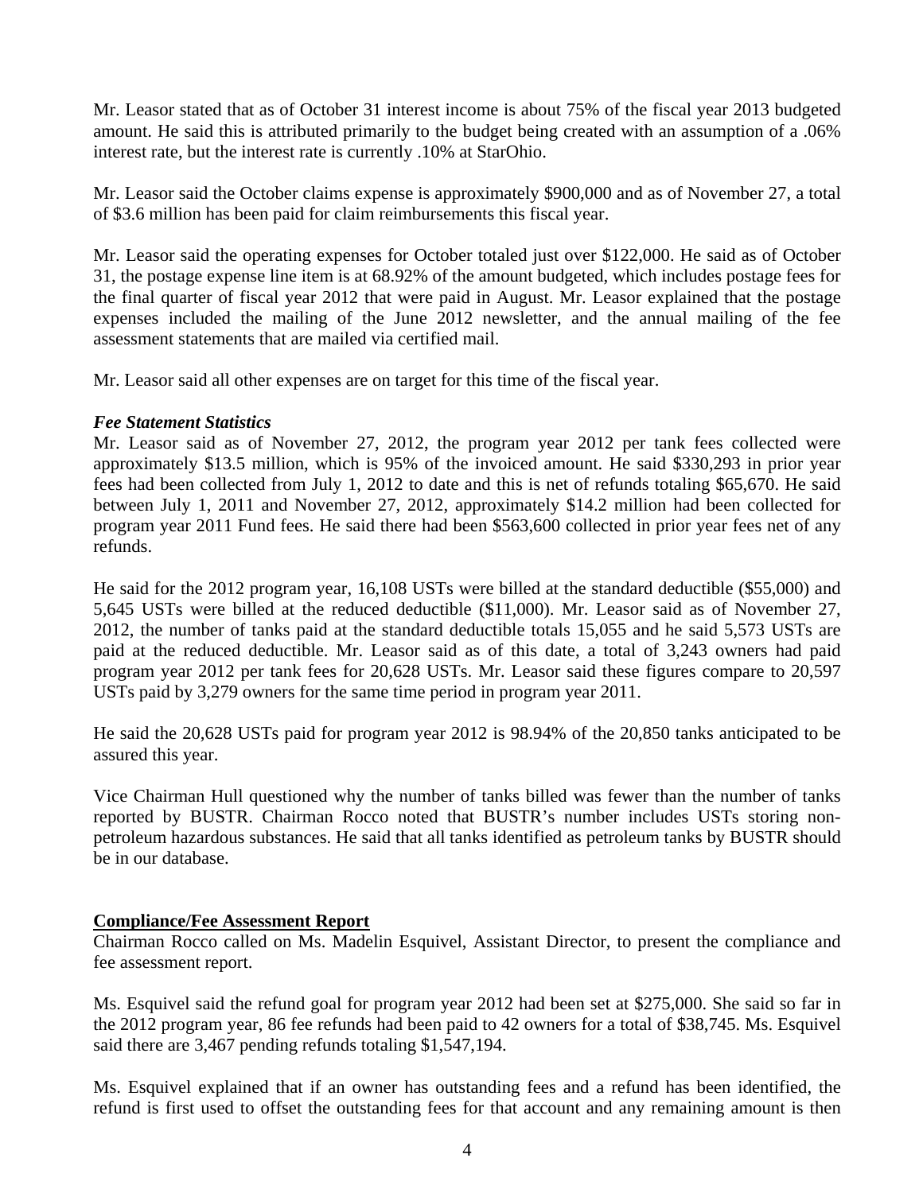Mr. Leasor stated that as of October 31 interest income is about 75% of the fiscal year 2013 budgeted amount. He said this is attributed primarily to the budget being created with an assumption of a .06% interest rate, but the interest rate is currently .10% at StarOhio.

Mr. Leasor said the October claims expense is approximately $900,000 and as of November 27, a total of $3.6 million has been paid for claim reimbursements this fiscal year.

Mr. Leasor said the operating expenses for October totaled just over $122,000. He said as of October 31, the postage expense line item is at 68.92% of the amount budgeted, which includes postage fees for the final quarter of fiscal year 2012 that were paid in August. Mr. Leasor explained that the postage expenses included the mailing of the June 2012 newsletter, and the annual mailing of the fee assessment statements that are mailed via certified mail.

Mr. Leasor said all other expenses are on target for this time of the fiscal year.

***Fee Statement Statistics***

Mr. Leasor said as of November 27, 2012, the program year 2012 per tank fees collected were approximately $13.5 million, which is 95% of the invoiced amount. He said $330,293 in prior year fees had been collected from July 1, 2012 to date and this is net of refunds totaling $65,670. He said between July 1, 2011 and November 27, 2012, approximately $14.2 million had been collected for program year 2011 Fund fees. He said there had been $563,600 collected in prior year fees net of any refunds.

He said for the 2012 program year, 16,108 USTs were billed at the standard deductible ($55,000) and 5,645 USTs were billed at the reduced deductible ($11,000). Mr. Leasor said as of November 27, 2012, the number of tanks paid at the standard deductible totals 15,055 and he said 5,573 USTs are paid at the reduced deductible. Mr. Leasor said as of this date, a total of 3,243 owners had paid program year 2012 per tank fees for 20,628 USTs. Mr. Leasor said these figures compare to 20,597 USTs paid by 3,279 owners for the same time period in program year 2011.

He said the 20,628 USTs paid for program year 2012 is 98.94% of the 20,850 tanks anticipated to be assured this year.

Vice Chairman Hull questioned why the number of tanks billed was fewer than the number of tanks reported by BUSTR. Chairman Rocco noted that BUSTR's number includes USTs storing non-petroleum hazardous substances. He said that all tanks identified as petroleum tanks by BUSTR should be in our database.

## Compliance/Fee Assessment Report

Chairman Rocco called on Ms. Madelin Esquivel, Assistant Director, to present the compliance and fee assessment report.

Ms. Esquivel said the refund goal for program year 2012 had been set at $275,000. She said so far in the 2012 program year, 86 fee refunds had been paid to 42 owners for a total of $38,745. Ms. Esquivel said there are 3,467 pending refunds totaling $1,547,194.

Ms. Esquivel explained that if an owner has outstanding fees and a refund has been identified, the refund is first used to offset the outstanding fees for that account and any remaining amount is then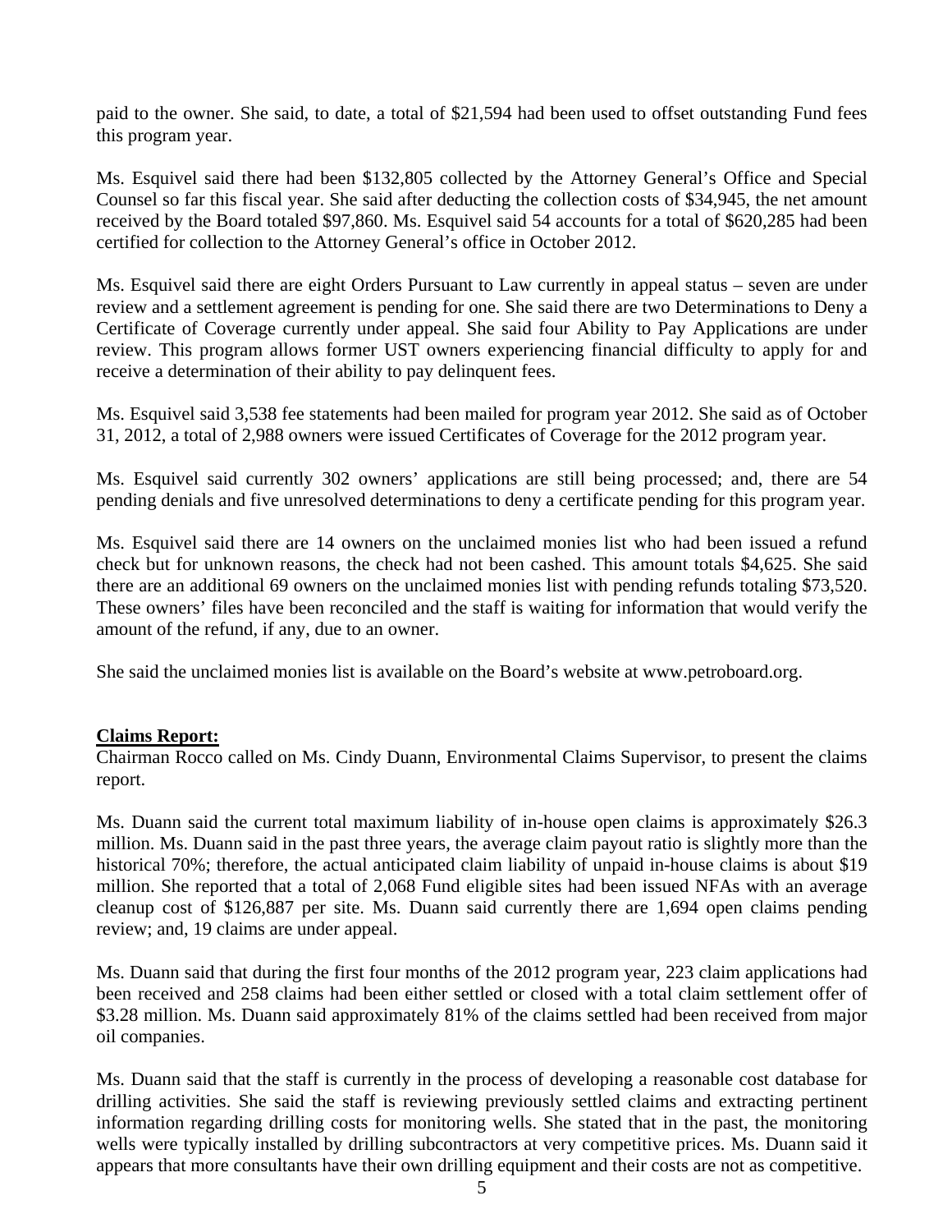paid to the owner. She said, to date, a total of $21,594 had been used to offset outstanding Fund fees this program year.

Ms. Esquivel said there had been $132,805 collected by the Attorney General's Office and Special Counsel so far this fiscal year. She said after deducting the collection costs of $34,945, the net amount received by the Board totaled $97,860. Ms. Esquivel said 54 accounts for a total of $620,285 had been certified for collection to the Attorney General's office in October 2012.

Ms. Esquivel said there are eight Orders Pursuant to Law currently in appeal status – seven are under review and a settlement agreement is pending for one. She said there are two Determinations to Deny a Certificate of Coverage currently under appeal. She said four Ability to Pay Applications are under review. This program allows former UST owners experiencing financial difficulty to apply for and receive a determination of their ability to pay delinquent fees.

Ms. Esquivel said 3,538 fee statements had been mailed for program year 2012. She said as of October 31, 2012, a total of 2,988 owners were issued Certificates of Coverage for the 2012 program year.

Ms. Esquivel said currently 302 owners' applications are still being processed; and, there are 54 pending denials and five unresolved determinations to deny a certificate pending for this program year.

Ms. Esquivel said there are 14 owners on the unclaimed monies list who had been issued a refund check but for unknown reasons, the check had not been cashed. This amount totals $4,625. She said there are an additional 69 owners on the unclaimed monies list with pending refunds totaling $73,520. These owners' files have been reconciled and the staff is waiting for information that would verify the amount of the refund, if any, due to an owner.

She said the unclaimed monies list is available on the Board's website at www.petroboard.org.

**Claims Report:**

Chairman Rocco called on Ms. Cindy Duann, Environmental Claims Supervisor, to present the claims report.

Ms. Duann said the current total maximum liability of in-house open claims is approximately $26.3 million. Ms. Duann said in the past three years, the average claim payout ratio is slightly more than the historical 70%; therefore, the actual anticipated claim liability of unpaid in-house claims is about $19 million. She reported that a total of 2,068 Fund eligible sites had been issued NFAs with an average cleanup cost of $126,887 per site. Ms. Duann said currently there are 1,694 open claims pending review; and, 19 claims are under appeal.

Ms. Duann said that during the first four months of the 2012 program year, 223 claim applications had been received and 258 claims had been either settled or closed with a total claim settlement offer of $3.28 million. Ms. Duann said approximately 81% of the claims settled had been received from major oil companies.

Ms. Duann said that the staff is currently in the process of developing a reasonable cost database for drilling activities. She said the staff is reviewing previously settled claims and extracting pertinent information regarding drilling costs for monitoring wells. She stated that in the past, the monitoring wells were typically installed by drilling subcontractors at very competitive prices. Ms. Duann said it appears that more consultants have their own drilling equipment and their costs are not as competitive.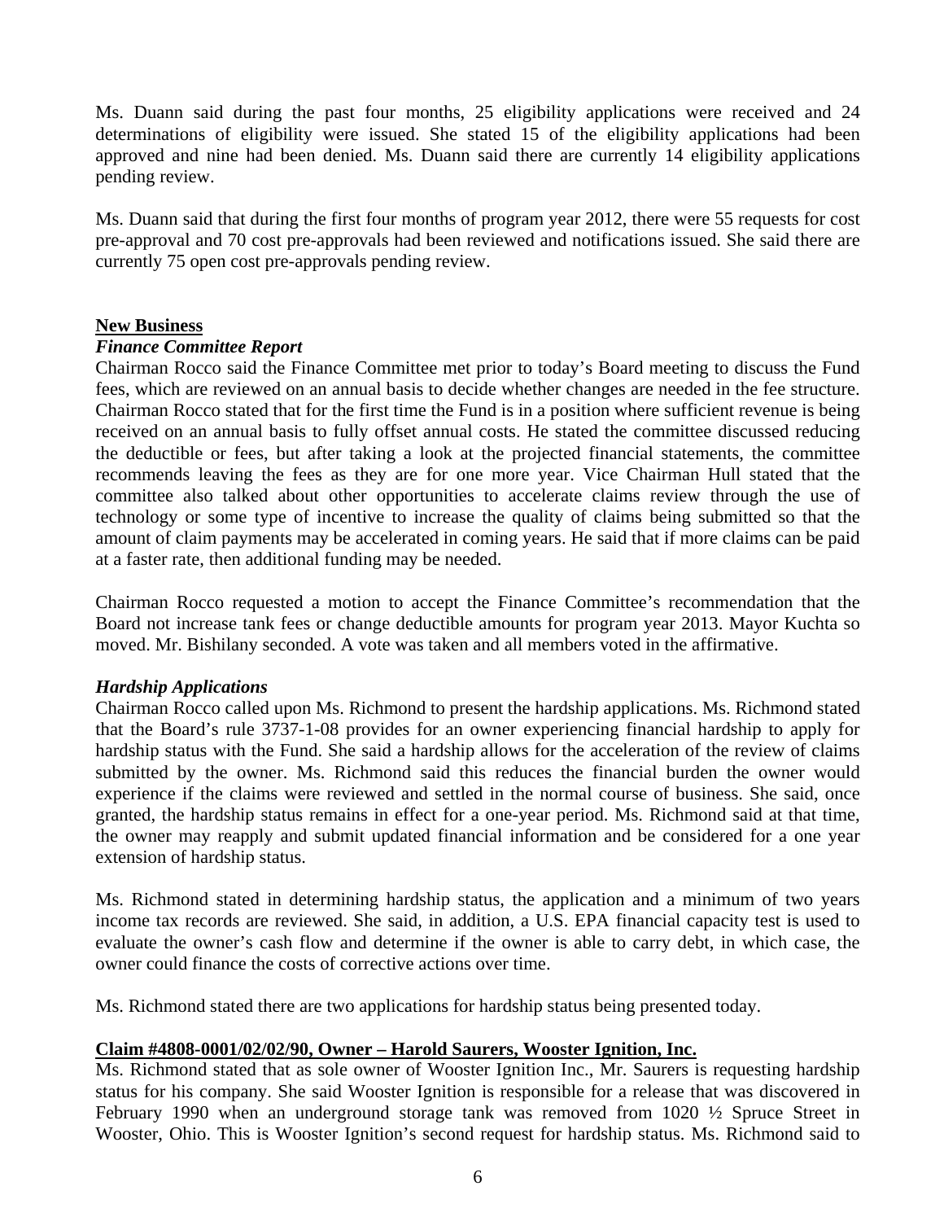Ms. Duann said during the past four months, 25 eligibility applications were received and 24 determinations of eligibility were issued. She stated 15 of the eligibility applications had been approved and nine had been denied. Ms. Duann said there are currently 14 eligibility applications pending review.

Ms. Duann said that during the first four months of program year 2012, there were 55 requests for cost pre-approval and 70 cost pre-approvals had been reviewed and notifications issued. She said there are currently 75 open cost pre-approvals pending review.

**New Business**

***Finance Committee Report***

Chairman Rocco said the Finance Committee met prior to today's Board meeting to discuss the Fund fees, which are reviewed on an annual basis to decide whether changes are needed in the fee structure. Chairman Rocco stated that for the first time the Fund is in a position where sufficient revenue is being received on an annual basis to fully offset annual costs. He stated the committee discussed reducing the deductible or fees, but after taking a look at the projected financial statements, the committee recommends leaving the fees as they are for one more year. Vice Chairman Hull stated that the committee also talked about other opportunities to accelerate claims review through the use of technology or some type of incentive to increase the quality of claims being submitted so that the amount of claim payments may be accelerated in coming years. He said that if more claims can be paid at a faster rate, then additional funding may be needed.

Chairman Rocco requested a motion to accept the Finance Committee's recommendation that the Board not increase tank fees or change deductible amounts for program year 2013. Mayor Kuchta so moved. Mr. Bishilany seconded. A vote was taken and all members voted in the affirmative.

***Hardship Applications***

Chairman Rocco called upon Ms. Richmond to present the hardship applications. Ms. Richmond stated that the Board's rule 3737-1-08 provides for an owner experiencing financial hardship to apply for hardship status with the Fund. She said a hardship allows for the acceleration of the review of claims submitted by the owner. Ms. Richmond said this reduces the financial burden the owner would experience if the claims were reviewed and settled in the normal course of business. She said, once granted, the hardship status remains in effect for a one-year period. Ms. Richmond said at that time, the owner may reapply and submit updated financial information and be considered for a one year extension of hardship status.

Ms. Richmond stated in determining hardship status, the application and a minimum of two years income tax records are reviewed. She said, in addition, a U.S. EPA financial capacity test is used to evaluate the owner's cash flow and determine if the owner is able to carry debt, in which case, the owner could finance the costs of corrective actions over time.

Ms. Richmond stated there are two applications for hardship status being presented today.

**Claim #4808-0001/02/02/90, Owner – Harold Saurers, Wooster Ignition, Inc.**

Ms. Richmond stated that as sole owner of Wooster Ignition Inc., Mr. Saurers is requesting hardship status for his company. She said Wooster Ignition is responsible for a release that was discovered in February 1990 when an underground storage tank was removed from 1020 ½ Spruce Street in Wooster, Ohio. This is Wooster Ignition's second request for hardship status. Ms. Richmond said to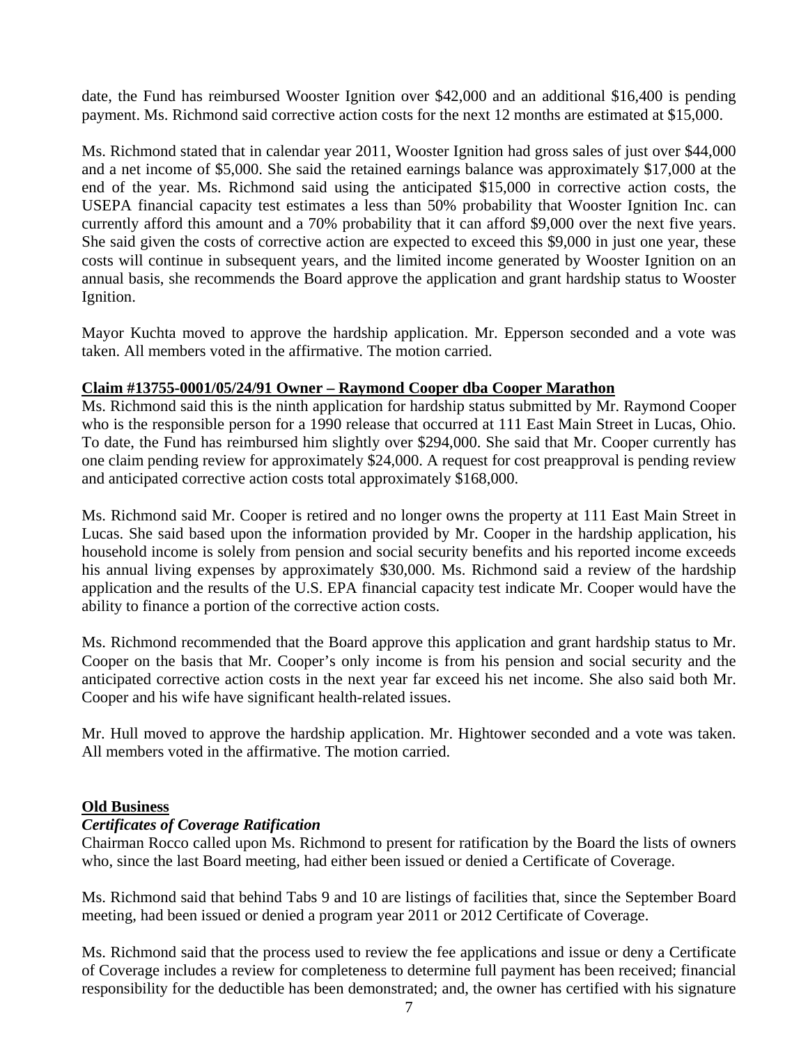date, the Fund has reimbursed Wooster Ignition over $42,000 and an additional $16,400 is pending payment. Ms. Richmond said corrective action costs for the next 12 months are estimated at $15,000.

Ms. Richmond stated that in calendar year 2011, Wooster Ignition had gross sales of just over $44,000 and a net income of $5,000. She said the retained earnings balance was approximately $17,000 at the end of the year. Ms. Richmond said using the anticipated $15,000 in corrective action costs, the USEPA financial capacity test estimates a less than 50% probability that Wooster Ignition Inc. can currently afford this amount and a 70% probability that it can afford $9,000 over the next five years. She said given the costs of corrective action are expected to exceed this $9,000 in just one year, these costs will continue in subsequent years, and the limited income generated by Wooster Ignition on an annual basis, she recommends the Board approve the application and grant hardship status to Wooster Ignition.

Mayor Kuchta moved to approve the hardship application. Mr. Epperson seconded and a vote was taken. All members voted in the affirmative. The motion carried.

**Claim #13755-0001/05/24/91 Owner – Raymond Cooper dba Cooper Marathon**

Ms. Richmond said this is the ninth application for hardship status submitted by Mr. Raymond Cooper who is the responsible person for a 1990 release that occurred at 111 East Main Street in Lucas, Ohio. To date, the Fund has reimbursed him slightly over $294,000. She said that Mr. Cooper currently has one claim pending review for approximately $24,000. A request for cost preapproval is pending review and anticipated corrective action costs total approximately $168,000.

Ms. Richmond said Mr. Cooper is retired and no longer owns the property at 111 East Main Street in Lucas. She said based upon the information provided by Mr. Cooper in the hardship application, his household income is solely from pension and social security benefits and his reported income exceeds his annual living expenses by approximately $30,000. Ms. Richmond said a review of the hardship application and the results of the U.S. EPA financial capacity test indicate Mr. Cooper would have the ability to finance a portion of the corrective action costs.

Ms. Richmond recommended that the Board approve this application and grant hardship status to Mr. Cooper on the basis that Mr. Cooper's only income is from his pension and social security and the anticipated corrective action costs in the next year far exceed his net income. She also said both Mr. Cooper and his wife have significant health-related issues.

Mr. Hull moved to approve the hardship application. Mr. Hightower seconded and a vote was taken. All members voted in the affirmative. The motion carried.

**Old Business**

***Certificates of Coverage Ratification***

Chairman Rocco called upon Ms. Richmond to present for ratification by the Board the lists of owners who, since the last Board meeting, had either been issued or denied a Certificate of Coverage.

Ms. Richmond said that behind Tabs 9 and 10 are listings of facilities that, since the September Board meeting, had been issued or denied a program year 2011 or 2012 Certificate of Coverage.

Ms. Richmond said that the process used to review the fee applications and issue or deny a Certificate of Coverage includes a review for completeness to determine full payment has been received; financial responsibility for the deductible has been demonstrated; and, the owner has certified with his signature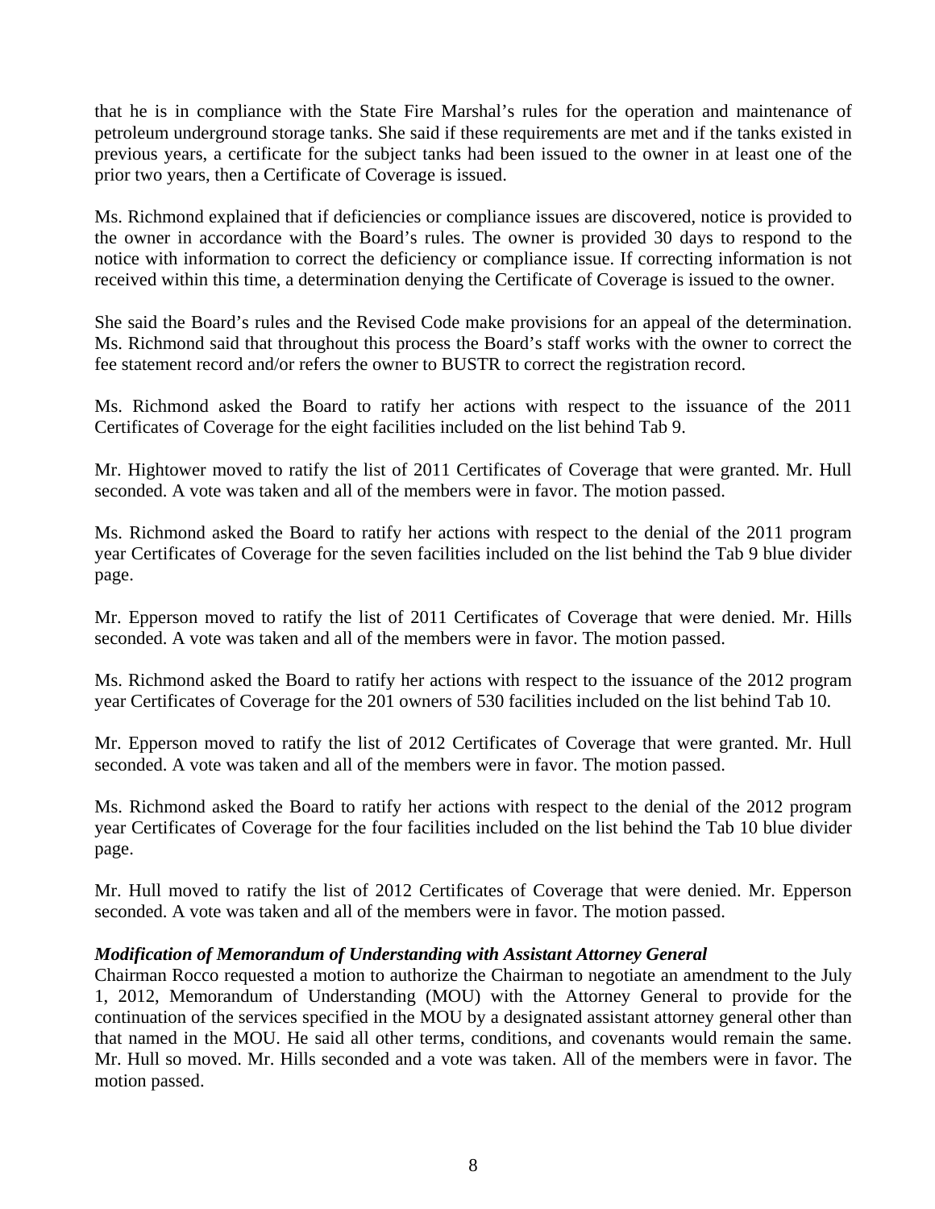that he is in compliance with the State Fire Marshal's rules for the operation and maintenance of petroleum underground storage tanks. She said if these requirements are met and if the tanks existed in previous years, a certificate for the subject tanks had been issued to the owner in at least one of the prior two years, then a Certificate of Coverage is issued.

Ms. Richmond explained that if deficiencies or compliance issues are discovered, notice is provided to the owner in accordance with the Board's rules. The owner is provided 30 days to respond to the notice with information to correct the deficiency or compliance issue. If correcting information is not received within this time, a determination denying the Certificate of Coverage is issued to the owner.

She said the Board's rules and the Revised Code make provisions for an appeal of the determination. Ms. Richmond said that throughout this process the Board's staff works with the owner to correct the fee statement record and/or refers the owner to BUSTR to correct the registration record.

Ms. Richmond asked the Board to ratify her actions with respect to the issuance of the 2011 Certificates of Coverage for the eight facilities included on the list behind Tab 9.

Mr. Hightower moved to ratify the list of 2011 Certificates of Coverage that were granted. Mr. Hull seconded. A vote was taken and all of the members were in favor. The motion passed.

Ms. Richmond asked the Board to ratify her actions with respect to the denial of the 2011 program year Certificates of Coverage for the seven facilities included on the list behind the Tab 9 blue divider page.

Mr. Epperson moved to ratify the list of 2011 Certificates of Coverage that were denied. Mr. Hills seconded. A vote was taken and all of the members were in favor. The motion passed.

Ms. Richmond asked the Board to ratify her actions with respect to the issuance of the 2012 program year Certificates of Coverage for the 201 owners of 530 facilities included on the list behind Tab 10.

Mr. Epperson moved to ratify the list of 2012 Certificates of Coverage that were granted. Mr. Hull seconded. A vote was taken and all of the members were in favor. The motion passed.

Ms. Richmond asked the Board to ratify her actions with respect to the denial of the 2012 program year Certificates of Coverage for the four facilities included on the list behind the Tab 10 blue divider page.

Mr. Hull moved to ratify the list of 2012 Certificates of Coverage that were denied. Mr. Epperson seconded. A vote was taken and all of the members were in favor. The motion passed.

***Modification of Memorandum of Understanding with Assistant Attorney General***

Chairman Rocco requested a motion to authorize the Chairman to negotiate an amendment to the July 1, 2012, Memorandum of Understanding (MOU) with the Attorney General to provide for the continuation of the services specified in the MOU by a designated assistant attorney general other than that named in the MOU. He said all other terms, conditions, and covenants would remain the same. Mr. Hull so moved. Mr. Hills seconded and a vote was taken. All of the members were in favor. The motion passed.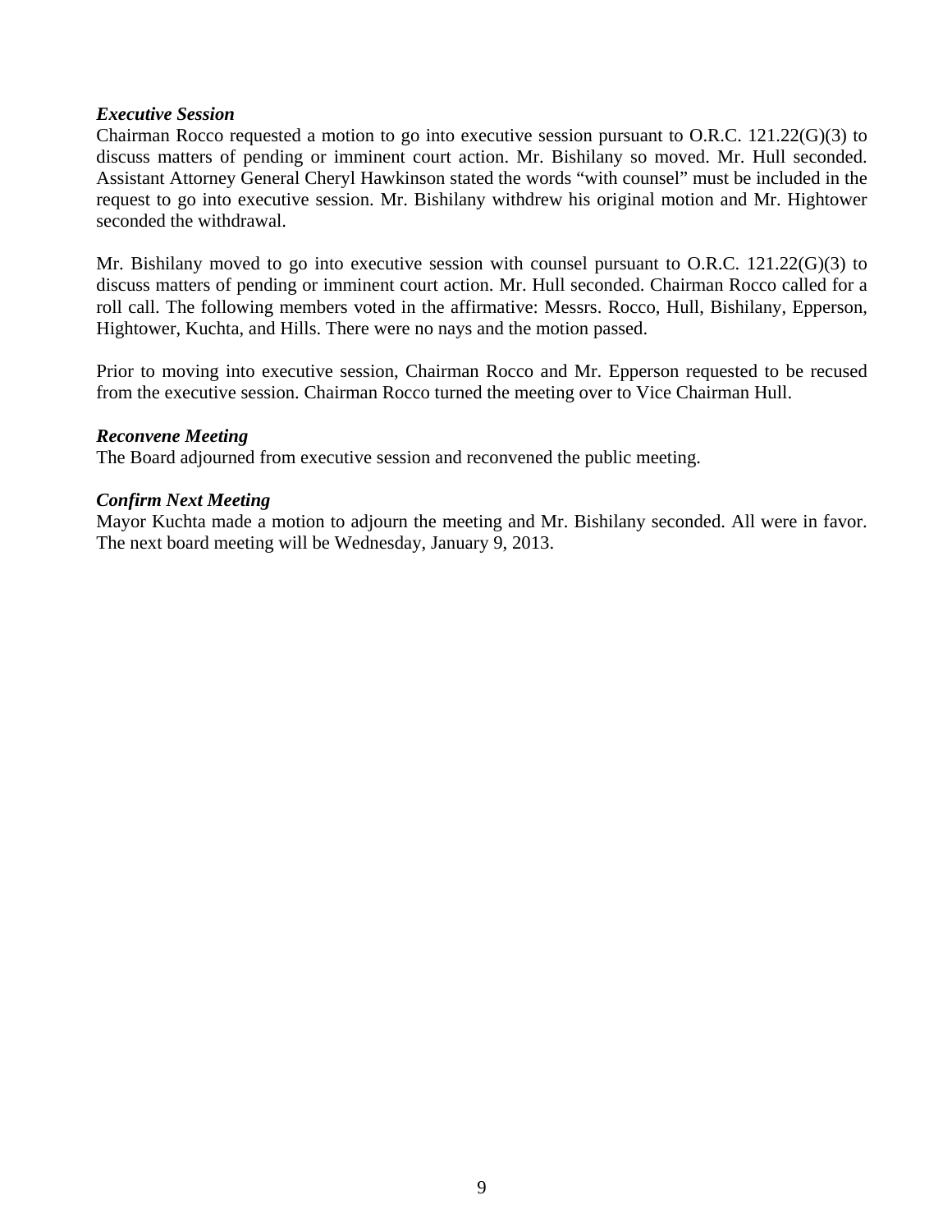***Executive Session***

Chairman Rocco requested a motion to go into executive session pursuant to O.R.C. 121.22(G)(3) to discuss matters of pending or imminent court action. Mr. Bishilany so moved. Mr. Hull seconded. Assistant Attorney General Cheryl Hawkinson stated the words “with counsel” must be included in the request to go into executive session. Mr. Bishilany withdrew his original motion and Mr. Hightower seconded the withdrawal.

Mr. Bishilany moved to go into executive session with counsel pursuant to O.R.C. 121.22(G)(3) to discuss matters of pending or imminent court action. Mr. Hull seconded. Chairman Rocco called for a roll call. The following members voted in the affirmative: Messrs. Rocco, Hull, Bishilany, Epperson, Hightower, Kuchta, and Hills. There were no nays and the motion passed.

Prior to moving into executive session, Chairman Rocco and Mr. Epperson requested to be recused from the executive session. Chairman Rocco turned the meeting over to Vice Chairman Hull.

***Reconvene Meeting***

The Board adjourned from executive session and reconvened the public meeting.

***Confirm Next Meeting***

Mayor Kuchta made a motion to adjourn the meeting and Mr. Bishilany seconded. All were in favor. The next board meeting will be Wednesday, January 9, 2013.